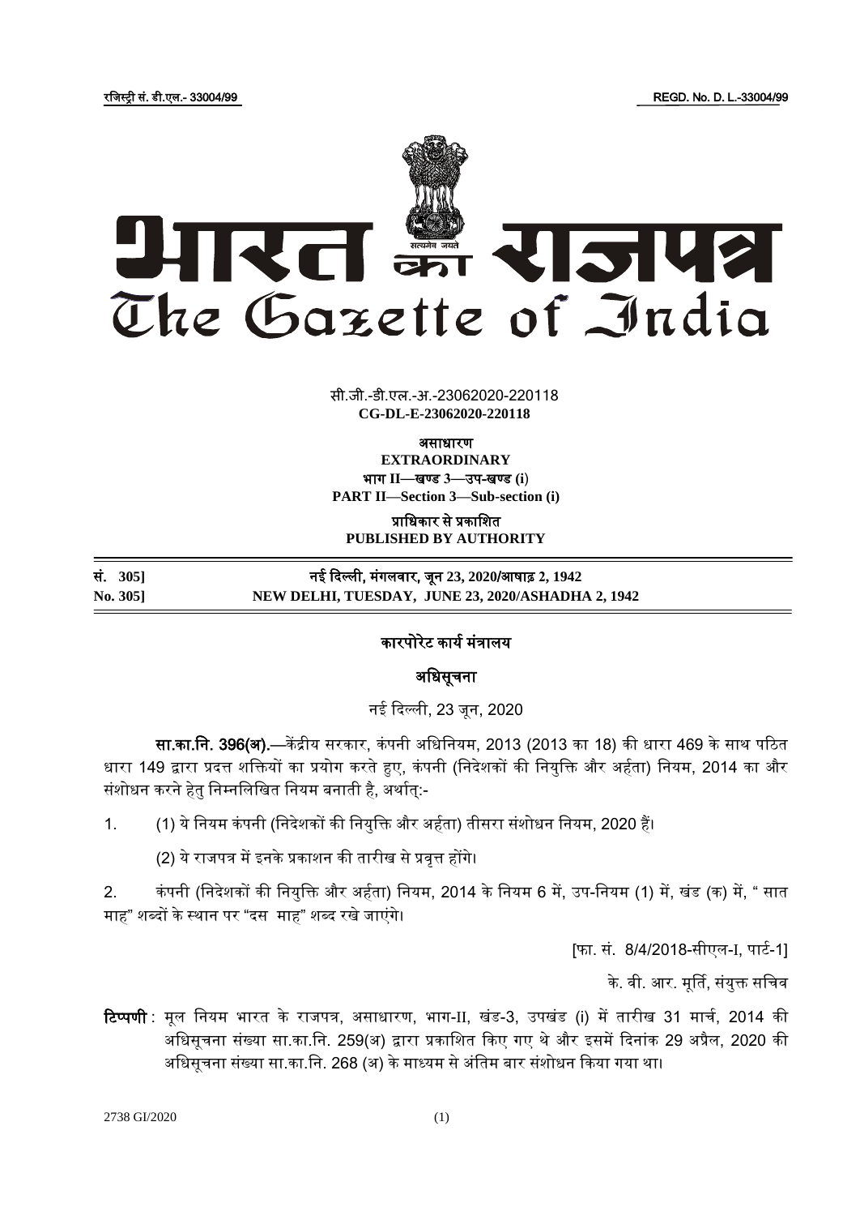रजिस्ट्री सं. डी.एल.- 33004/99 REGD. No. D. L.-33004/99

# भारत का राजपत्र
# The Gazette of India

सी.जी.-डी.एल.-अ.-23062020-220118
**CG-DL-E-23062020-220118**

**असाधारण**
**EXTRAORDINARY**
**भाग II—खण्ड 3—उप-खण्ड (i)**
**PART II—Section 3—Sub-section (i)**

**प्राधिकार से प्रकाशित**
**PUBLISHED BY AUTHORITY**

| | |
|---|---|
| **सं. 305]** | **नई दिल्ली, मंगलवार, जून 23, 2020/आषाढ़ 2, 1942** |
| **No. 305]** | **NEW DELHI, TUESDAY, JUNE 23, 2020/ASHADHA 2, 1942** |

## कारपोरेट कार्य मंत्रालय

## अधिसूचना

नई दिल्ली, 23 जून, 2020

**सा.का.नि. 396(अ).**—केंद्रीय सरकार, कंपनी अधिनियम, 2013 (2013 का 18) की धारा 469 के साथ पठित धारा 149 द्वारा प्रदत्त शक्तियों का प्रयोग करते हुए, कंपनी (निदेशकों की नियुक्ति और अर्हता) नियम, 2014 का और संशोधन करने हेतु निम्नलिखित नियम बनाती है, अर्थात्:-

1. (1) ये नियम कंपनी (निदेशकों की नियुक्ति और अर्हता) तीसरा संशोधन नियम, 2020 हैं।

   (2) ये राजपत्र में इनके प्रकाशन की तारीख से प्रवृत्त होंगे।

2. कंपनी (निदेशकों की नियुक्ति और अर्हता) नियम, 2014 के नियम 6 में, उप-नियम (1) में, खंड (क) में, " सात माह" शब्दों के स्थान पर "दस माह" शब्द रखे जाएंगे।

[फा. सं. 8/4/2018-सीएल-I, पार्ट-1]

के. वी. आर. मूर्ति, संयुक्त सचिव

**टिप्पणी** : मूल नियम भारत के राजपत्र, असाधारण, भाग-II, खंड-3, उपखंड (i) में तारीख 31 मार्च, 2014 की अधिसूचना संख्या सा.का.नि. 259(अ) द्वारा प्रकाशित किए गए थे और इसमें दिनांक 29 अप्रैल, 2020 की अधिसूचना संख्या सा.का.नि. 268 (अ) के माध्यम से अंतिम बार संशोधन किया गया था।

2738 GI/2020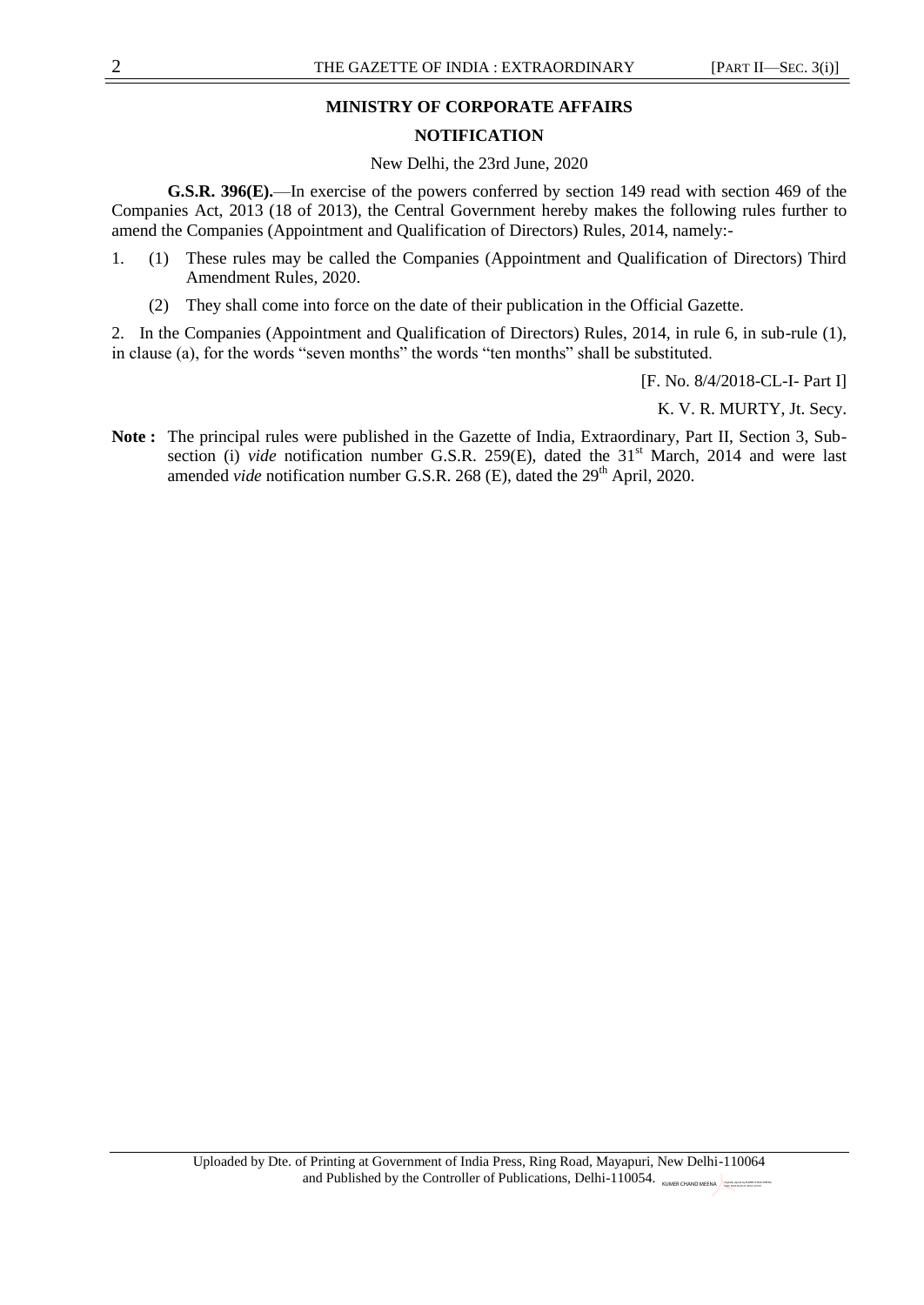## MINISTRY OF CORPORATE AFFAIRS

## NOTIFICATION

New Delhi, the 23rd June, 2020

**G.S.R. 396(E).**—In exercise of the powers conferred by section 149 read with section 469 of the Companies Act, 2013 (18 of 2013), the Central Government hereby makes the following rules further to amend the Companies (Appointment and Qualification of Directors) Rules, 2014, namely:-

1. (1) These rules may be called the Companies (Appointment and Qualification of Directors) Third Amendment Rules, 2020.

   (2) They shall come into force on the date of their publication in the Official Gazette.

2. In the Companies (Appointment and Qualification of Directors) Rules, 2014, in rule 6, in sub-rule (1), in clause (a), for the words "seven months" the words "ten months" shall be substituted.

[F. No. 8/4/2018-CL-I- Part I]

K. V. R. MURTY, Jt. Secy.

**Note :** The principal rules were published in the Gazette of India, Extraordinary, Part II, Section 3, Sub-section (i) *vide* notification number G.S.R. 259(E), dated the 31st March, 2014 and were last amended *vide* notification number G.S.R. 268 (E), dated the 29th April, 2020.

Uploaded by Dte. of Printing at Government of India Press, Ring Road, Mayapuri, New Delhi-110064 and Published by the Controller of Publications, Delhi-110054.